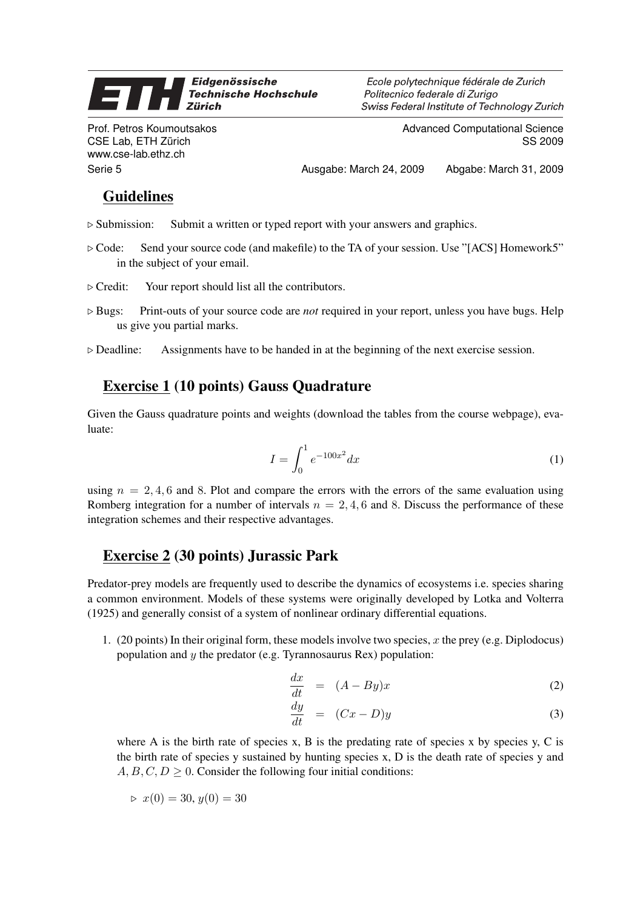**ETH Eidgenössische Technische Hochschule Zürich**

*Ecole polytechnique fédérale de Zurich*
*Politecnico federale di Zurigo*
*Swiss Federal Institute of Technology Zurich*

Prof. Petros Koumoutsakos
CSE Lab, ETH Zürich
www.cse-lab.ethz.ch

Advanced Computational Science
SS 2009

Serie 5 — Ausgabe: March 24, 2009 — Abgabe: March 31, 2009

## Guidelines

- ▷ Submission: Submit a written or typed report with your answers and graphics.
- ▷ Code: Send your source code (and makefile) to the TA of your session. Use "[ACS] Homework5" in the subject of your email.
- ▷ Credit: Your report should list all the contributors.
- ▷ Bugs: Print-outs of your source code are *not* required in your report, unless you have bugs. Help us give you partial marks.
- ▷ Deadline: Assignments have to be handed in at the beginning of the next exercise session.

## Exercise 1 (10 points) Gauss Quadrature

Given the Gauss quadrature points and weights (download the tables from the course webpage), evaluate:

$$I = \int_0^1 e^{-100x^2} dx \tag{1}$$

using $n = 2, 4, 6$ and $8$. Plot and compare the errors with the errors of the same evaluation using Romberg integration for a number of intervals $n = 2, 4, 6$ and $8$. Discuss the performance of these integration schemes and their respective advantages.

## Exercise 2 (30 points) Jurassic Park

Predator-prey models are frequently used to describe the dynamics of ecosystems i.e. species sharing a common environment. Models of these systems were originally developed by Lotka and Volterra (1925) and generally consist of a system of nonlinear ordinary differential equations.

1. (20 points) In their original form, these models involve two species, $x$ the prey (e.g. Diplodocus) population and $y$ the predator (e.g. Tyrannosaurus Rex) population:

$$\frac{dx}{dt} = (A - By)x \tag{2}$$

$$\frac{dy}{dt} = (Cx - D)y \tag{3}$$

where A is the birth rate of species x, B is the predating rate of species x by species y, C is the birth rate of species y sustained by hunting species x, D is the death rate of species y and $A, B, C, D \geq 0$. Consider the following four initial conditions:

- ▷ $x(0) = 30, y(0) = 30$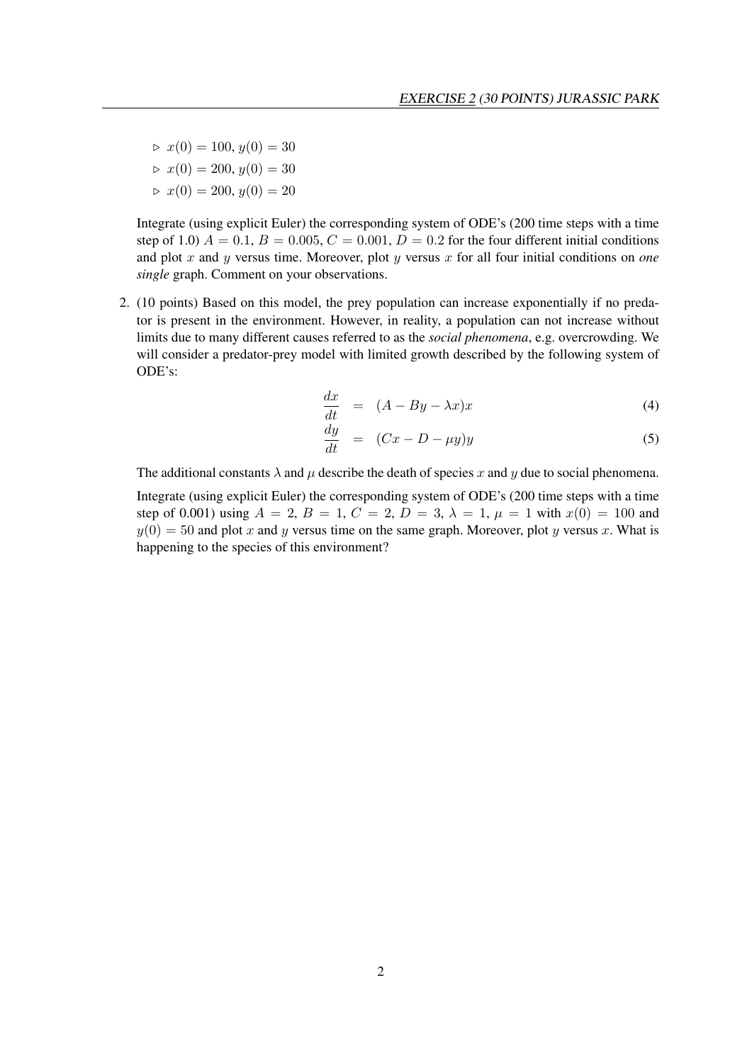- ▷ $x(0) = 100$, $y(0) = 30$
- ▷ $x(0) = 200$, $y(0) = 30$
- ▷ $x(0) = 200$, $y(0) = 20$

Integrate (using explicit Euler) the corresponding system of ODE's (200 time steps with a time step of 1.0) $A = 0.1$, $B = 0.005$, $C = 0.001$, $D = 0.2$ for the four different initial conditions and plot $x$ and $y$ versus time. Moreover, plot $y$ versus $x$ for all four initial conditions on *one single* graph. Comment on your observations.

2. (10 points) Based on this model, the prey population can increase exponentially if no predator is present in the environment. However, in reality, a population can not increase without limits due to many different causes referred to as the *social phenomena*, e.g. overcrowding. We will consider a predator-prey model with limited growth described by the following system of ODE's:

$$\frac{dx}{dt} = (A - By - \lambda x)x \tag{4}$$

$$\frac{dy}{dt} = (Cx - D - \mu y)y \tag{5}$$

The additional constants $\lambda$ and $\mu$ describe the death of species $x$ and $y$ due to social phenomena.

Integrate (using explicit Euler) the corresponding system of ODE's (200 time steps with a time step of 0.001) using $A = 2$, $B = 1$, $C = 2$, $D = 3$, $\lambda = 1$, $\mu = 1$ with $x(0) = 100$ and $y(0) = 50$ and plot $x$ and $y$ versus time on the same graph. Moreover, plot $y$ versus $x$. What is happening to the species of this environment?